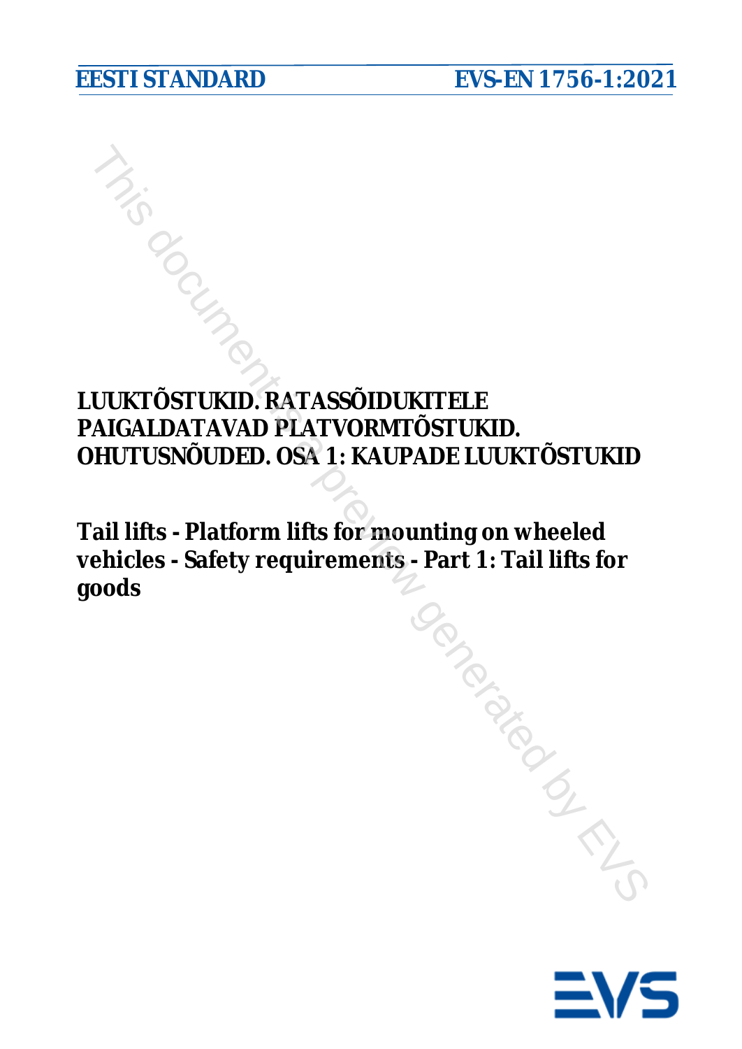EESTI STANDARD EVS-EN 1756-1:2021

# LUUKTÕSTUKID. RATASSÕIDUKITELE PAIGALDATAVAD PLATVORMTÕSTUKID. OHUTUSNÕUDED. OSA 1: KAUPADE LUUKTÕSTUKID

## Tail lifts - Platform lifts for mounting on wheeled vehicles - Safety requirements - Part 1: Tail lifts for goods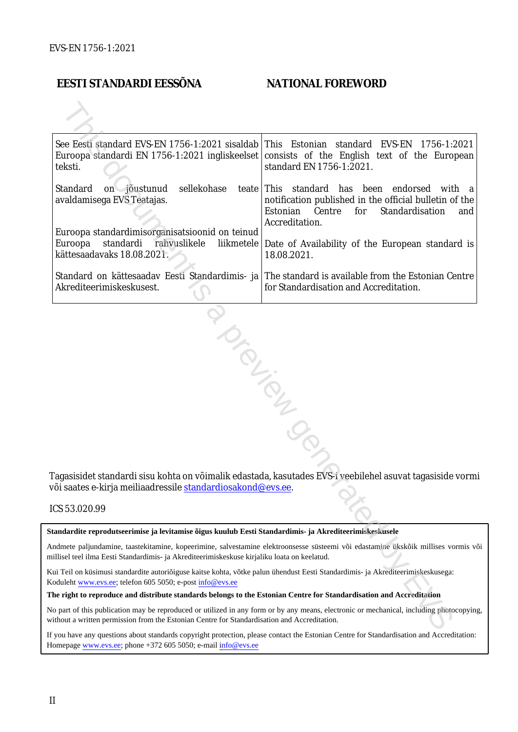## EESTI STANDARDI EESSÕNA

## NATIONAL FOREWORD

| | |
|---|---|
| See Eesti standard EVS-EN 1756-1:2021 sisaldab Euroopa standardi EN 1756-1:2021 ingliskeelset teksti. | This Estonian standard EVS-EN 1756-1:2021 consists of the English text of the European standard EN 1756-1:2021. |
| Standard on jõustunud sellekohase teate avaldamisega EVS Teatajas. | This standard has been endorsed with a notification published in the official bulletin of the Estonian Centre for Standardisation and Accreditation. |
| Euroopa standardimisorganisatsioonid on teinud Euroopa standardi rahvuslikele liikmetele kättesaadavaks 18.08.2021. | Date of Availability of the European standard is 18.08.2021. |
| Standard on kättesaadav Eesti Standardimis- ja Akrediteerimiskeskusest. | The standard is available from the Estonian Centre for Standardisation and Accreditation. |

Tagasisidet standardi sisu kohta on võimalik edastada, kasutades EVS-i veebilehel asuvat tagasiside vormi või saates e-kirja meiliaadressile standardiosakond@evs.ee.

ICS 53.020.99

**Standardite reprodutseerimise ja levitamise õigus kuulub Eesti Standardimis- ja Akrediteerimiskeskusele**

Andmete paljundamine, taastekitamine, kopeerimine, salvestamine elektroonsesse süsteemi või edastamine ükskõik millises vormis või millisel teel ilma Eesti Standardimis- ja Akrediteerimiskeskuse kirjaliku loata on keelatud.

Kui Teil on küsimusi standardite autoriõiguse kaitse kohta, võtke palun ühendust Eesti Standardimis- ja Akrediteerimiskeskusega: Koduleht www.evs.ee; telefon 605 5050; e-post info@evs.ee

**The right to reproduce and distribute standards belongs to the Estonian Centre for Standardisation and Accreditation**

No part of this publication may be reproduced or utilized in any form or by any means, electronic or mechanical, including photocopying, without a written permission from the Estonian Centre for Standardisation and Accreditation.

If you have any questions about standards copyright protection, please contact the Estonian Centre for Standardisation and Accreditation: Homepage www.evs.ee; phone +372 605 5050; e-mail info@evs.ee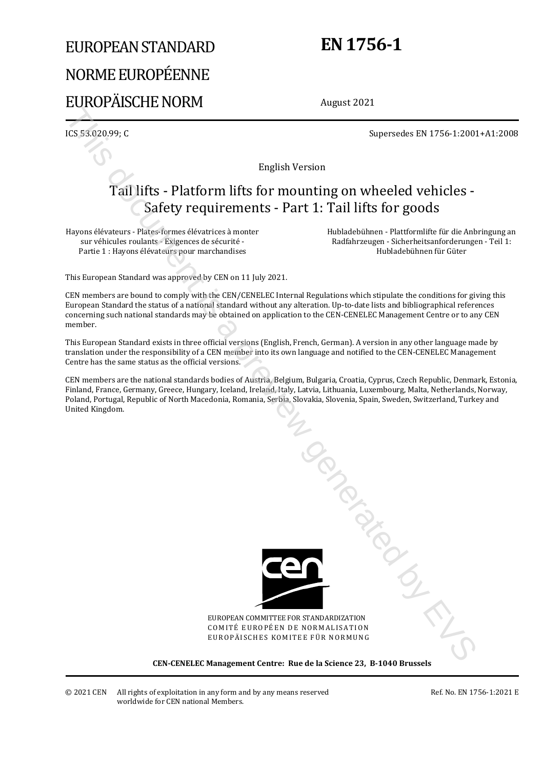# EUROPEAN STANDARD
# NORME EUROPÉENNE
# EUROPÄISCHE NORM

# EN 1756-1

August 2021

ICS 53.020.99; C

Supersedes EN 1756-1:2001+A1:2008

English Version

## Tail lifts - Platform lifts for mounting on wheeled vehicles - Safety requirements - Part 1: Tail lifts for goods

Hayons élévateurs - Plates-formes élévatrices à monter sur véhicules roulants - Exigences de sécurité - Partie 1 : Hayons élévateurs pour marchandises

Hubladebühnen - Plattformlifte für die Anbringung an Radfahrzeugen - Sicherheitsanforderungen - Teil 1: Hubladebühnen für Güter

This European Standard was approved by CEN on 11 July 2021.

CEN members are bound to comply with the CEN/CENELEC Internal Regulations which stipulate the conditions for giving this European Standard the status of a national standard without any alteration. Up-to-date lists and bibliographical references concerning such national standards may be obtained on application to the CEN-CENELEC Management Centre or to any CEN member.

This European Standard exists in three official versions (English, French, German). A version in any other language made by translation under the responsibility of a CEN member into its own language and notified to the CEN-CENELEC Management Centre has the same status as the official versions.

CEN members are the national standards bodies of Austria, Belgium, Bulgaria, Croatia, Cyprus, Czech Republic, Denmark, Estonia, Finland, France, Germany, Greece, Hungary, Iceland, Ireland, Italy, Latvia, Lithuania, Luxembourg, Malta, Netherlands, Norway, Poland, Portugal, Republic of North Macedonia, Romania, Serbia, Slovakia, Slovenia, Spain, Sweden, Switzerland, Turkey and United Kingdom.

EUROPEAN COMMITTEE FOR STANDARDIZATION
COMITÉ EUROPÉEN DE NORMALISATION
EUROPÄISCHES KOMITEE FÜR NORMUNG

**CEN-CENELEC Management Centre: Rue de la Science 23, B-1040 Brussels**

© 2021 CEN All rights of exploitation in any form and by any means reserved worldwide for CEN national Members.

Ref. No. EN 1756-1:2021 E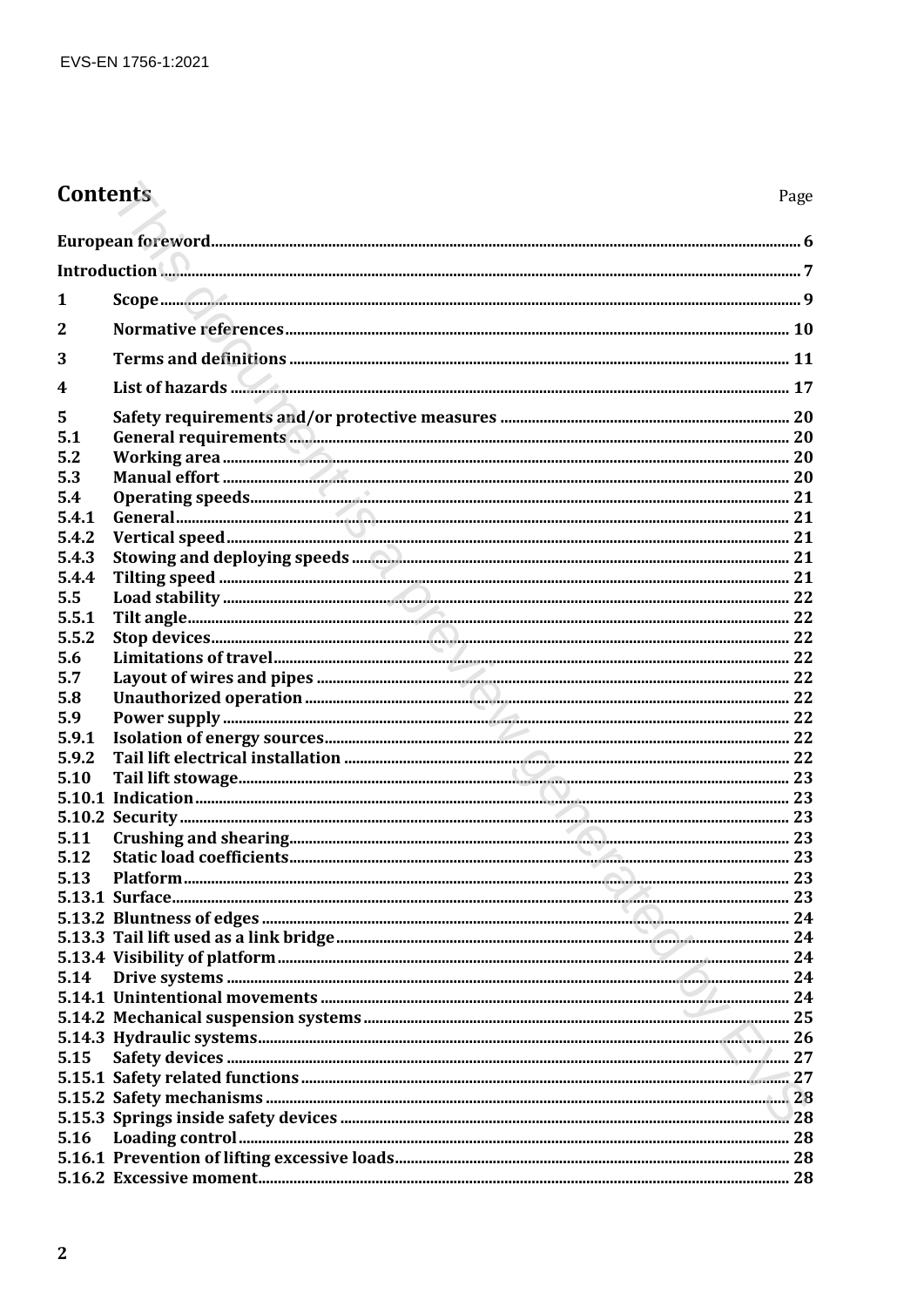## Contents

| | | Page |
|---|---|---|
| **European foreword** | | **6** |
| **Introduction** | | **7** |
| **1** | **Scope** | **9** |
| **2** | **Normative references** | **10** |
| **3** | **Terms and definitions** | **11** |
| **4** | **List of hazards** | **17** |
| **5** | **Safety requirements and/or protective measures** | **20** |
| **5.1** | **General requirements** | **20** |
| **5.2** | **Working area** | **20** |
| **5.3** | **Manual effort** | **20** |
| **5.4** | **Operating speeds** | **21** |
| **5.4.1** | **General** | **21** |
| **5.4.2** | **Vertical speed** | **21** |
| **5.4.3** | **Stowing and deploying speeds** | **21** |
| **5.4.4** | **Tilting speed** | **21** |
| **5.5** | **Load stability** | **22** |
| **5.5.1** | **Tilt angle** | **22** |
| **5.5.2** | **Stop devices** | **22** |
| **5.6** | **Limitations of travel** | **22** |
| **5.7** | **Layout of wires and pipes** | **22** |
| **5.8** | **Unauthorized operation** | **22** |
| **5.9** | **Power supply** | **22** |
| **5.9.1** | **Isolation of energy sources** | **22** |
| **5.9.2** | **Tail lift electrical installation** | **22** |
| **5.10** | **Tail lift stowage** | **23** |
| **5.10.1** | **Indication** | **23** |
| **5.10.2** | **Security** | **23** |
| **5.11** | **Crushing and shearing** | **23** |
| **5.12** | **Static load coefficients** | **23** |
| **5.13** | **Platform** | **23** |
| **5.13.1** | **Surface** | **23** |
| **5.13.2** | **Bluntness of edges** | **24** |
| **5.13.3** | **Tail lift used as a link bridge** | **24** |
| **5.13.4** | **Visibility of platform** | **24** |
| **5.14** | **Drive systems** | **24** |
| **5.14.1** | **Unintentional movements** | **24** |
| **5.14.2** | **Mechanical suspension systems** | **25** |
| **5.14.3** | **Hydraulic systems** | **26** |
| **5.15** | **Safety devices** | **27** |
| **5.15.1** | **Safety related functions** | **27** |
| **5.15.2** | **Safety mechanisms** | **28** |
| **5.15.3** | **Springs inside safety devices** | **28** |
| **5.16** | **Loading control** | **28** |
| **5.16.1** | **Prevention of lifting excessive loads** | **28** |
| **5.16.2** | **Excessive moment** | **28** |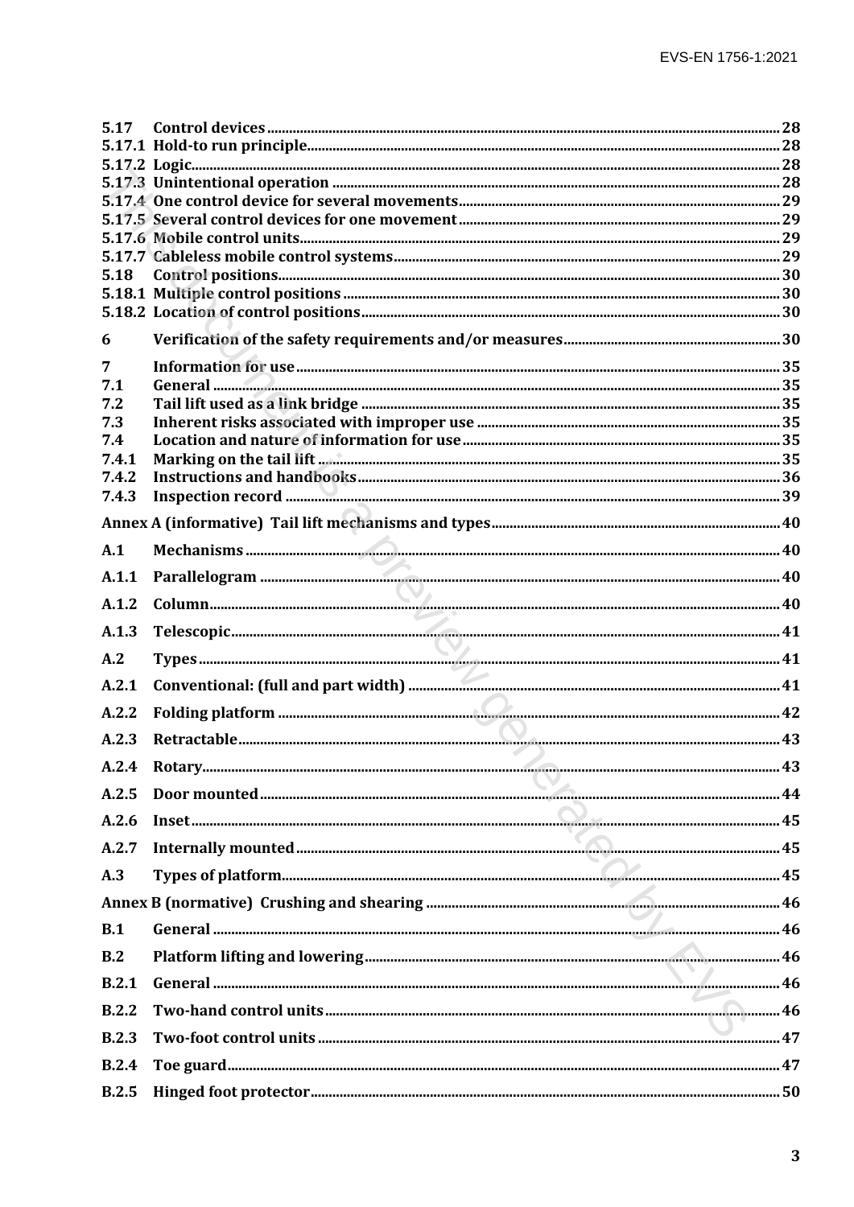5.17 Control devices ... 28
5.17.1 Hold-to run principle ... 28
5.17.2 Logic ... 28
5.17.3 Unintentional operation ... 28
5.17.4 One control device for several movements ... 29
5.17.5 Several control devices for one movement ... 29
5.17.6 Mobile control units ... 29
5.17.7 Cableless mobile control systems ... 29
5.18 Control positions ... 30
5.18.1 Multiple control positions ... 30
5.18.2 Location of control positions ... 30

6 Verification of the safety requirements and/or measures ... 30

7 Information for use ... 35
7.1 General ... 35
7.2 Tail lift used as a link bridge ... 35
7.3 Inherent risks associated with improper use ... 35
7.4 Location and nature of information for use ... 35
7.4.1 Marking on the tail lift ... 35
7.4.2 Instructions and handbooks ... 36
7.4.3 Inspection record ... 39

Annex A (informative) Tail lift mechanisms and types ... 40

A.1 Mechanisms ... 40

A.1.1 Parallelogram ... 40

A.1.2 Column ... 40

A.1.3 Telescopic ... 41

A.2 Types ... 41

A.2.1 Conventional: (full and part width) ... 41

A.2.2 Folding platform ... 42

A.2.3 Retractable ... 43

A.2.4 Rotary ... 43

A.2.5 Door mounted ... 44

A.2.6 Inset ... 45

A.2.7 Internally mounted ... 45

A.3 Types of platform ... 45

Annex B (normative) Crushing and shearing ... 46

B.1 General ... 46

B.2 Platform lifting and lowering ... 46

B.2.1 General ... 46

B.2.2 Two-hand control units ... 46

B.2.3 Two-foot control units ... 47

B.2.4 Toe guard ... 47

B.2.5 Hinged foot protector ... 50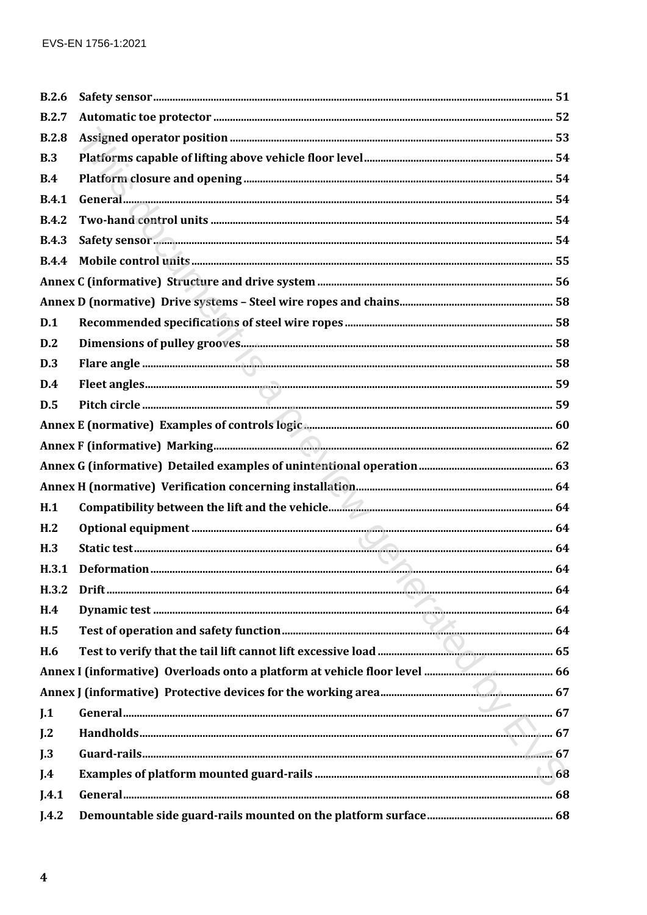| | | |
|---|---|---|
| **B.2.6** | **Safety sensor** | **51** |
| **B.2.7** | **Automatic toe protector** | **52** |
| **B.2.8** | **Assigned operator position** | **53** |
| **B.3** | **Platforms capable of lifting above vehicle floor level** | **54** |
| **B.4** | **Platform closure and opening** | **54** |
| **B.4.1** | **General** | **54** |
| **B.4.2** | **Two-hand control units** | **54** |
| **B.4.3** | **Safety sensor** | **54** |
| **B.4.4** | **Mobile control units** | **55** |
| **Annex C (informative) Structure and drive system** | | **56** |
| **Annex D (normative) Drive systems – Steel wire ropes and chains** | | **58** |
| **D.1** | **Recommended specifications of steel wire ropes** | **58** |
| **D.2** | **Dimensions of pulley grooves** | **58** |
| **D.3** | **Flare angle** | **58** |
| **D.4** | **Fleet angles** | **59** |
| **D.5** | **Pitch circle** | **59** |
| **Annex E (normative) Examples of controls logic** | | **60** |
| **Annex F (informative) Marking** | | **62** |
| **Annex G (informative) Detailed examples of unintentional operation** | | **63** |
| **Annex H (normative) Verification concerning installation** | | **64** |
| **H.1** | **Compatibility between the lift and the vehicle** | **64** |
| **H.2** | **Optional equipment** | **64** |
| **H.3** | **Static test** | **64** |
| **H.3.1** | **Deformation** | **64** |
| **H.3.2** | **Drift** | **64** |
| **H.4** | **Dynamic test** | **64** |
| **H.5** | **Test of operation and safety function** | **64** |
| **H.6** | **Test to verify that the tail lift cannot lift excessive load** | **65** |
| **Annex I (informative) Overloads onto a platform at vehicle floor level** | | **66** |
| **Annex J (informative) Protective devices for the working area** | | **67** |
| **J.1** | **General** | **67** |
| **J.2** | **Handholds** | **67** |
| **J.3** | **Guard-rails** | **67** |
| **J.4** | **Examples of platform mounted guard-rails** | **68** |
| **J.4.1** | **General** | **68** |
| **J.4.2** | **Demountable side guard-rails mounted on the platform surface** | **68** |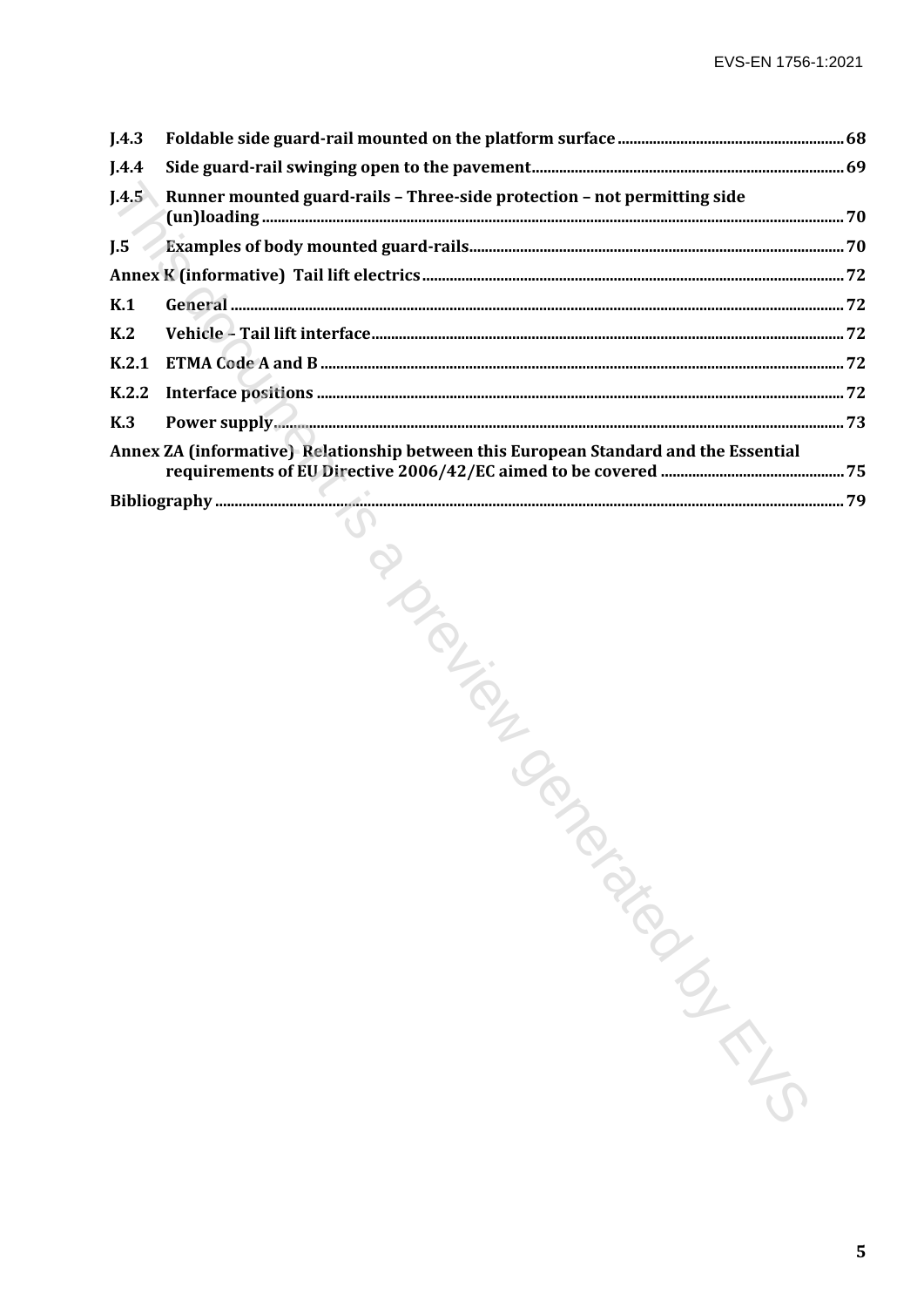J.4.3 Foldable side guard-rail mounted on the platform surface ........ 68

J.4.4 Side guard-rail swinging open to the pavement ........ 69

J.4.5 Runner mounted guard-rails – Three-side protection – not permitting side (un)loading ........ 70

J.5 Examples of body mounted guard-rails ........ 70

Annex K (informative) Tail lift electrics ........ 72

K.1 General ........ 72

K.2 Vehicle – Tail lift interface ........ 72

K.2.1 ETMA Code A and B ........ 72

K.2.2 Interface positions ........ 72

K.3 Power supply ........ 73

Annex ZA (informative) Relationship between this European Standard and the Essential requirements of EU Directive 2006/42/EC aimed to be covered ........ 75

Bibliography ........ 79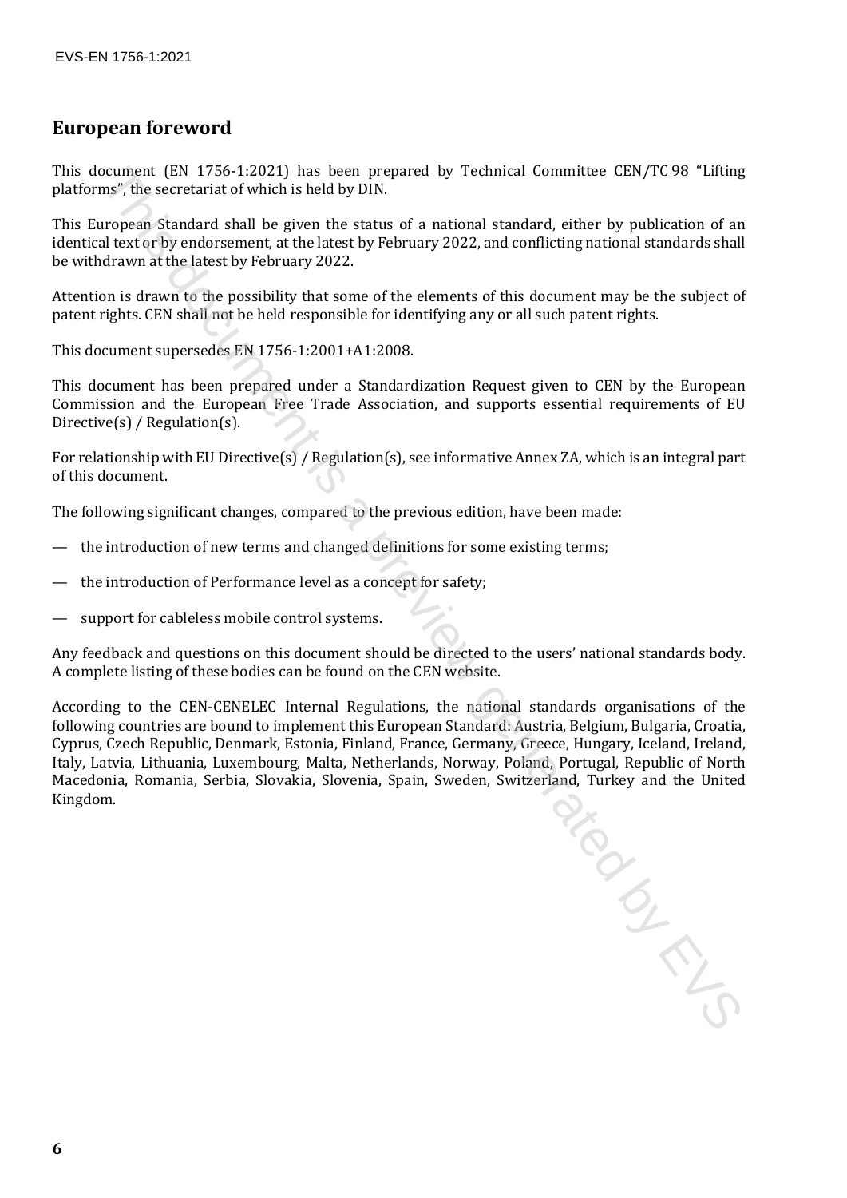## European foreword

This document (EN 1756-1:2021) has been prepared by Technical Committee CEN/TC 98 “Lifting platforms”, the secretariat of which is held by DIN.

This European Standard shall be given the status of a national standard, either by publication of an identical text or by endorsement, at the latest by February 2022, and conflicting national standards shall be withdrawn at the latest by February 2022.

Attention is drawn to the possibility that some of the elements of this document may be the subject of patent rights. CEN shall not be held responsible for identifying any or all such patent rights.

This document supersedes EN 1756-1:2001+A1:2008.

This document has been prepared under a Standardization Request given to CEN by the European Commission and the European Free Trade Association, and supports essential requirements of EU Directive(s) / Regulation(s).

For relationship with EU Directive(s) / Regulation(s), see informative Annex ZA, which is an integral part of this document.

The following significant changes, compared to the previous edition, have been made:

— the introduction of new terms and changed definitions for some existing terms;

— the introduction of Performance level as a concept for safety;

— support for cableless mobile control systems.

Any feedback and questions on this document should be directed to the users’ national standards body. A complete listing of these bodies can be found on the CEN website.

According to the CEN-CENELEC Internal Regulations, the national standards organisations of the following countries are bound to implement this European Standard: Austria, Belgium, Bulgaria, Croatia, Cyprus, Czech Republic, Denmark, Estonia, Finland, France, Germany, Greece, Hungary, Iceland, Ireland, Italy, Latvia, Lithuania, Luxembourg, Malta, Netherlands, Norway, Poland, Portugal, Republic of North Macedonia, Romania, Serbia, Slovakia, Slovenia, Spain, Sweden, Switzerland, Turkey and the United Kingdom.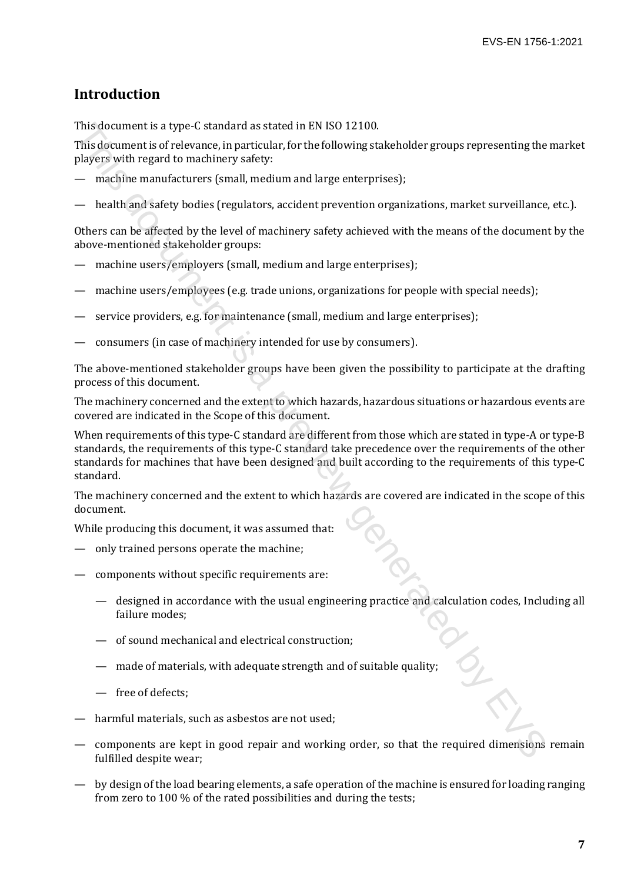## Introduction

This document is a type-C standard as stated in EN ISO 12100.

This document is of relevance, in particular, for the following stakeholder groups representing the market players with regard to machinery safety:

- machine manufacturers (small, medium and large enterprises);
- health and safety bodies (regulators, accident prevention organizations, market surveillance, etc.).

Others can be affected by the level of machinery safety achieved with the means of the document by the above-mentioned stakeholder groups:

- machine users/employers (small, medium and large enterprises);
- machine users/employees (e.g. trade unions, organizations for people with special needs);
- service providers, e.g. for maintenance (small, medium and large enterprises);
- consumers (in case of machinery intended for use by consumers).

The above-mentioned stakeholder groups have been given the possibility to participate at the drafting process of this document.

The machinery concerned and the extent to which hazards, hazardous situations or hazardous events are covered are indicated in the Scope of this document.

When requirements of this type-C standard are different from those which are stated in type-A or type-B standards, the requirements of this type-C standard take precedence over the requirements of the other standards for machines that have been designed and built according to the requirements of this type-C standard.

The machinery concerned and the extent to which hazards are covered are indicated in the scope of this document.

While producing this document, it was assumed that:

- only trained persons operate the machine;
- components without specific requirements are:
  - designed in accordance with the usual engineering practice and calculation codes, Including all failure modes;
  - of sound mechanical and electrical construction;
  - made of materials, with adequate strength and of suitable quality;
  - free of defects;
- harmful materials, such as asbestos are not used;
- components are kept in good repair and working order, so that the required dimensions remain fulfilled despite wear;
- by design of the load bearing elements, a safe operation of the machine is ensured for loading ranging from zero to 100 % of the rated possibilities and during the tests;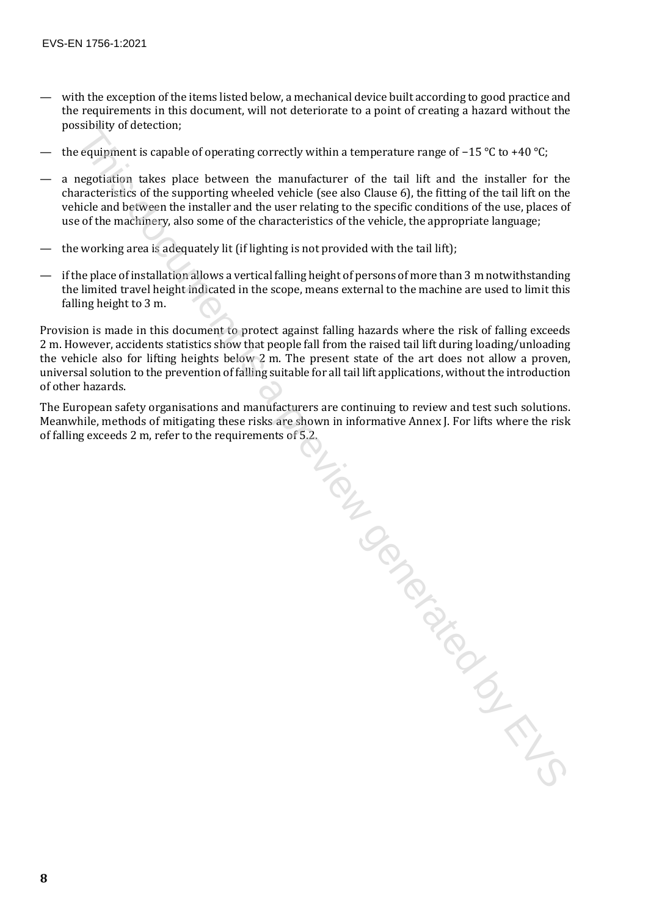— with the exception of the items listed below, a mechanical device built according to good practice and the requirements in this document, will not deteriorate to a point of creating a hazard without the possibility of detection;

— the equipment is capable of operating correctly within a temperature range of −15 °C to +40 °C;

— a negotiation takes place between the manufacturer of the tail lift and the installer for the characteristics of the supporting wheeled vehicle (see also Clause 6), the fitting of the tail lift on the vehicle and between the installer and the user relating to the specific conditions of the use, places of use of the machinery, also some of the characteristics of the vehicle, the appropriate language;

— the working area is adequately lit (if lighting is not provided with the tail lift);

— if the place of installation allows a vertical falling height of persons of more than 3 m notwithstanding the limited travel height indicated in the scope, means external to the machine are used to limit this falling height to 3 m.

Provision is made in this document to protect against falling hazards where the risk of falling exceeds 2 m. However, accidents statistics show that people fall from the raised tail lift during loading/unloading the vehicle also for lifting heights below 2 m. The present state of the art does not allow a proven, universal solution to the prevention of falling suitable for all tail lift applications, without the introduction of other hazards.

The European safety organisations and manufacturers are continuing to review and test such solutions. Meanwhile, methods of mitigating these risks are shown in informative Annex J. For lifts where the risk of falling exceeds 2 m, refer to the requirements of 5.2.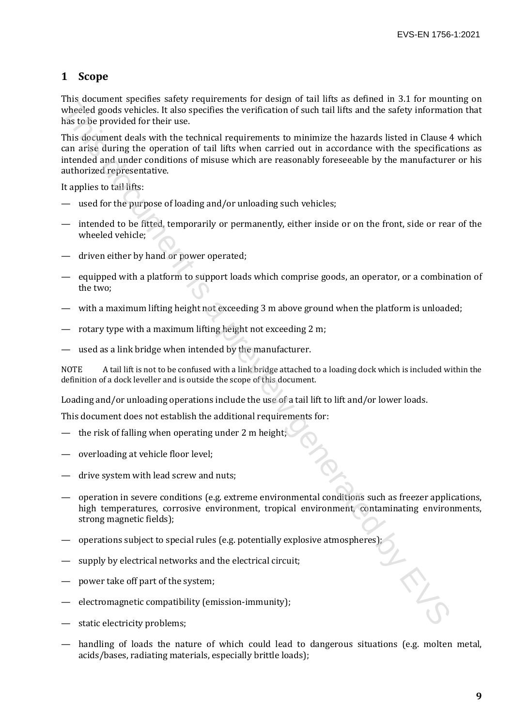## 1 Scope

This document specifies safety requirements for design of tail lifts as defined in 3.1 for mounting on wheeled goods vehicles. It also specifies the verification of such tail lifts and the safety information that has to be provided for their use.

This document deals with the technical requirements to minimize the hazards listed in Clause 4 which can arise during the operation of tail lifts when carried out in accordance with the specifications as intended and under conditions of misuse which are reasonably foreseeable by the manufacturer or his authorized representative.

It applies to tail lifts:

- used for the purpose of loading and/or unloading such vehicles;
- intended to be fitted, temporarily or permanently, either inside or on the front, side or rear of the wheeled vehicle;
- driven either by hand or power operated;
- equipped with a platform to support loads which comprise goods, an operator, or a combination of the two;
- with a maximum lifting height not exceeding 3 m above ground when the platform is unloaded;
- rotary type with a maximum lifting height not exceeding 2 m;
- used as a link bridge when intended by the manufacturer.

NOTE A tail lift is not to be confused with a link bridge attached to a loading dock which is included within the definition of a dock leveller and is outside the scope of this document.

Loading and/or unloading operations include the use of a tail lift to lift and/or lower loads.

This document does not establish the additional requirements for:

- the risk of falling when operating under 2 m height;
- overloading at vehicle floor level;
- drive system with lead screw and nuts;
- operation in severe conditions (e.g. extreme environmental conditions such as freezer applications, high temperatures, corrosive environment, tropical environment, contaminating environments, strong magnetic fields);
- operations subject to special rules (e.g. potentially explosive atmospheres);
- supply by electrical networks and the electrical circuit;
- power take off part of the system;
- electromagnetic compatibility (emission-immunity);
- static electricity problems;
- handling of loads the nature of which could lead to dangerous situations (e.g. molten metal, acids/bases, radiating materials, especially brittle loads);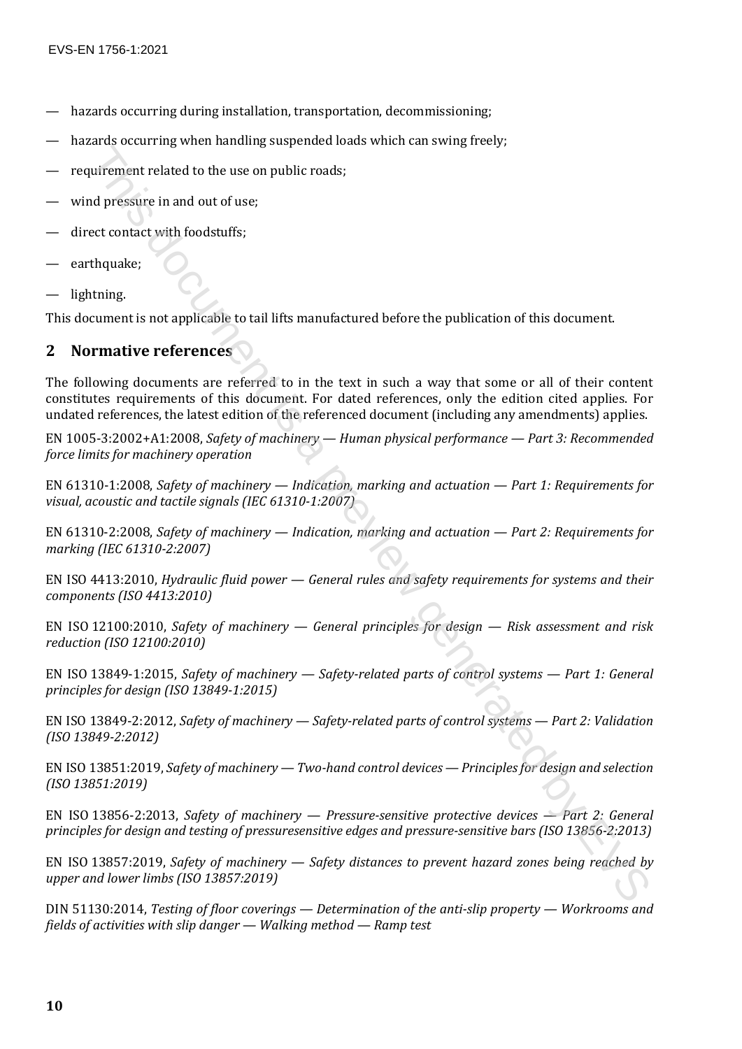— hazards occurring during installation, transportation, decommissioning;

— hazards occurring when handling suspended loads which can swing freely;

— requirement related to the use on public roads;

— wind pressure in and out of use;

— direct contact with foodstuffs;

— earthquake;

— lightning.

This document is not applicable to tail lifts manufactured before the publication of this document.

## 2 Normative references

The following documents are referred to in the text in such a way that some or all of their content constitutes requirements of this document. For dated references, only the edition cited applies. For undated references, the latest edition of the referenced document (including any amendments) applies.

EN 1005-3:2002+A1:2008, *Safety of machinery — Human physical performance — Part 3: Recommended force limits for machinery operation*

EN 61310-1:2008, *Safety of machinery — Indication, marking and actuation — Part 1: Requirements for visual, acoustic and tactile signals (IEC 61310-1:2007)*

EN 61310-2:2008, *Safety of machinery — Indication, marking and actuation — Part 2: Requirements for marking (IEC 61310-2:2007)*

EN ISO 4413:2010, *Hydraulic fluid power — General rules and safety requirements for systems and their components (ISO 4413:2010)*

EN ISO 12100:2010, *Safety of machinery — General principles for design — Risk assessment and risk reduction (ISO 12100:2010)*

EN ISO 13849-1:2015, *Safety of machinery — Safety-related parts of control systems — Part 1: General principles for design (ISO 13849-1:2015)*

EN ISO 13849-2:2012, *Safety of machinery — Safety-related parts of control systems — Part 2: Validation (ISO 13849-2:2012)*

EN ISO 13851:2019, *Safety of machinery — Two-hand control devices — Principles for design and selection (ISO 13851:2019)*

EN ISO 13856-2:2013, *Safety of machinery — Pressure-sensitive protective devices — Part 2: General principles for design and testing of pressuresensitive edges and pressure-sensitive bars (ISO 13856-2:2013)*

EN ISO 13857:2019, *Safety of machinery — Safety distances to prevent hazard zones being reached by upper and lower limbs (ISO 13857:2019)*

DIN 51130:2014, *Testing of floor coverings — Determination of the anti-slip property — Workrooms and fields of activities with slip danger — Walking method — Ramp test*